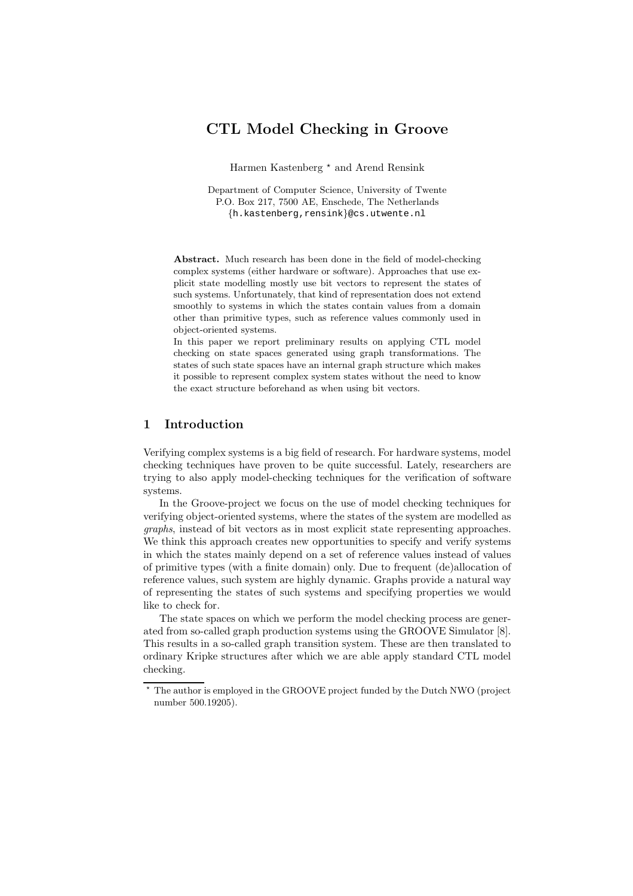# CTL Model Checking in Groove

Harmen Kastenberg * and Arend Rensink

Department of Computer Science, University of Twente
P.O. Box 217, 7500 AE, Enschede, The Netherlands
{h.kastenberg,rensink}@cs.utwente.nl

**Abstract.** Much research has been done in the field of model-checking complex systems (either hardware or software). Approaches that use explicit state modelling mostly use bit vectors to represent the states of such systems. Unfortunately, that kind of representation does not extend smoothly to systems in which the states contain values from a domain other than primitive types, such as reference values commonly used in object-oriented systems.

In this paper we report preliminary results on applying CTL model checking on state spaces generated using graph transformations. The states of such state spaces have an internal graph structure which makes it possible to represent complex system states without the need to know the exact structure beforehand as when using bit vectors.

## 1 Introduction

Verifying complex systems is a big field of research. For hardware systems, model checking techniques have proven to be quite successful. Lately, researchers are trying to also apply model-checking techniques for the verification of software systems.

In the Groove-project we focus on the use of model checking techniques for verifying object-oriented systems, where the states of the system are modelled as *graphs*, instead of bit vectors as in most explicit state representing approaches. We think this approach creates new opportunities to specify and verify systems in which the states mainly depend on a set of reference values instead of values of primitive types (with a finite domain) only. Due to frequent (de)allocation of reference values, such system are highly dynamic. Graphs provide a natural way of representing the states of such systems and specifying properties we would like to check for.

The state spaces on which we perform the model checking process are generated from so-called graph production systems using the GROOVE Simulator [8]. This results in a so-called graph transition system. These are then translated to ordinary Kripke structures after which we are able apply standard CTL model checking.

* The author is employed in the GROOVE project funded by the Dutch NWO (project number 500.19205).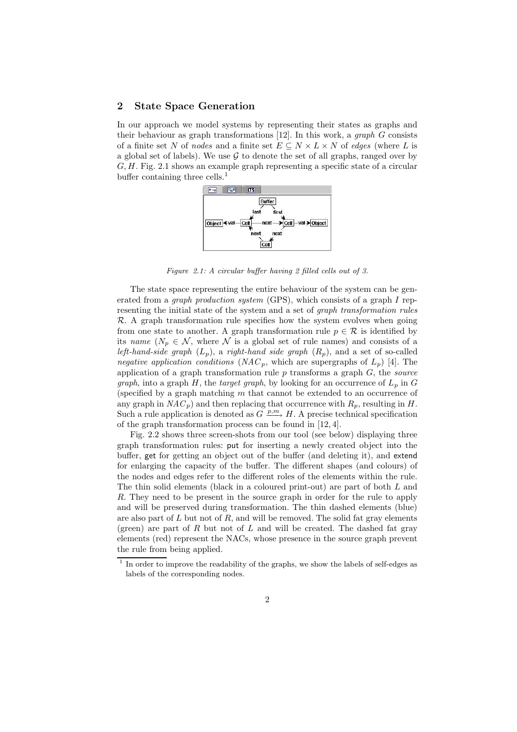## 2 State Space Generation

In our approach we model systems by representing their states as graphs and their behaviour as graph transformations [12]. In this work, a *graph* $G$ consists of a finite set $N$ of *nodes* and a finite set $E \subseteq N \times L \times N$ of *edges* (where $L$ is a global set of labels). We use $\mathcal{G}$ to denote the set of all graphs, ranged over by $G, H$. Fig. 2.1 shows an example graph representing a specific state of a circular buffer containing three cells.[1]

*Figure 2.1: A circular buffer having 2 filled cells out of 3.*

The state space representing the entire behaviour of the system can be generated from a *graph production system* (GPS), which consists of a graph $I$ representing the initial state of the system and a set of *graph transformation rules* $\mathcal{R}$. A graph transformation rule specifies how the system evolves when going from one state to another. A graph transformation rule $p \in \mathcal{R}$ is identified by its *name* ($N_p \in \mathcal{N}$, where $\mathcal{N}$ is a global set of rule names) and consists of a *left-hand-side graph* ($L_p$), a *right-hand side graph* ($R_p$), and a set of so-called *negative application conditions* ($NAC_p$, which are supergraphs of $L_p$) [4]. The application of a graph transformation rule $p$ transforms a graph $G$, the *source graph*, into a graph $H$, the *target graph*, by looking for an occurrence of $L_p$ in $G$ (specified by a graph matching $m$ that cannot be extended to an occurrence of any graph in $NAC_p$) and then replacing that occurrence with $R_p$, resulting in $H$. Such a rule application is denoted as $G \xrightarrow{p,m} H$. A precise technical specification of the graph transformation process can be found in [12, 4].

Fig. 2.2 shows three screen-shots from our tool (see below) displaying three graph transformation rules: put for inserting a newly created object into the buffer, get for getting an object out of the buffer (and deleting it), and extend for enlarging the capacity of the buffer. The different shapes (and colours) of the nodes and edges refer to the different roles of the elements within the rule. The thin solid elements (black in a coloured print-out) are part of both $L$ and $R$. They need to be present in the source graph in order for the rule to apply and will be preserved during transformation. The thin dashed elements (blue) are also part of $L$ but not of $R$, and will be removed. The solid fat gray elements (green) are part of $R$ but not of $L$ and will be created. The dashed fat gray elements (red) represent the NACs, whose presence in the source graph prevent the rule from being applied.

[1] In order to improve the readability of the graphs, we show the labels of self-edges as labels of the corresponding nodes.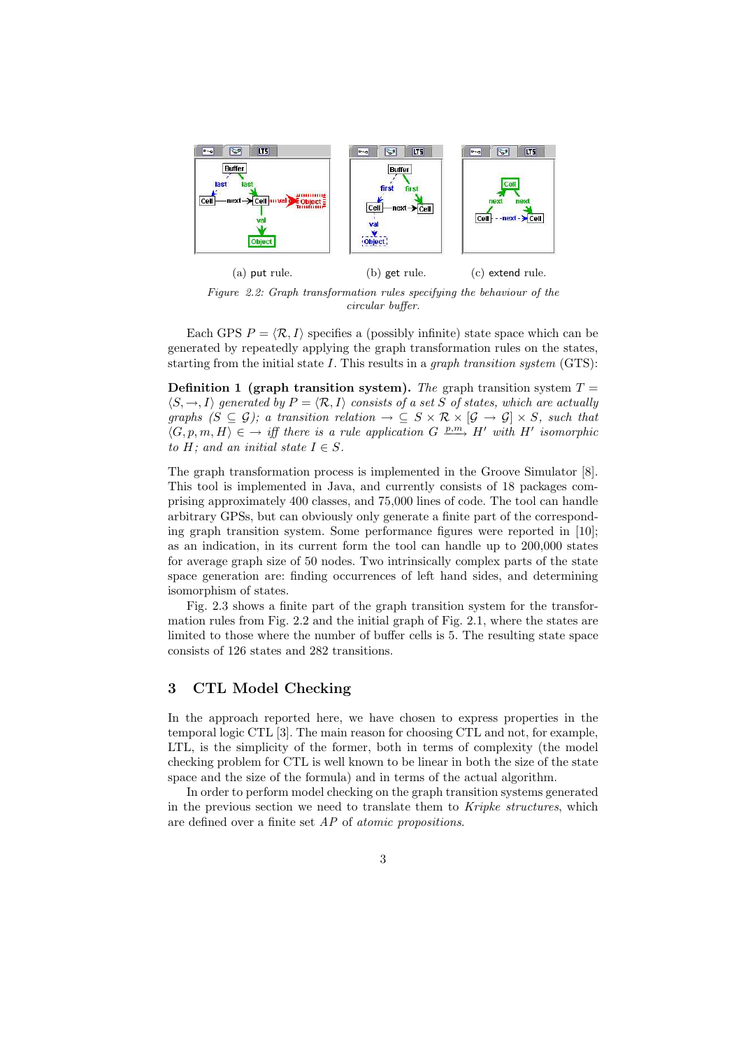(a) put rule. (b) get rule. (c) extend rule.

*Figure 2.2: Graph transformation rules specifying the behaviour of the circular buffer.*

Each GPS $P = \langle \mathcal{R}, I \rangle$ specifies a (possibly infinite) state space which can be generated by repeatedly applying the graph transformation rules on the states, starting from the initial state $I$. This results in a *graph transition system* (GTS):

**Definition 1 (graph transition system).** *The* graph transition system $T = \langle S, \rightarrow, I \rangle$ *generated by* $P = \langle \mathcal{R}, I \rangle$ *consists of a set* $S$ *of states, which are actually graphs* ($S \subseteq \mathcal{G}$)*; a transition relation* $\rightarrow \subseteq S \times \mathcal{R} \times [\mathcal{G} \rightarrow \mathcal{G}] \times S$*, such that* $\langle G, p, m, H \rangle \in \rightarrow$ *iff there is a rule application* $G \xrightarrow{p,m} H'$ *with* $H'$ *isomorphic to* $H$*; and an initial state* $I \in S$*.*

The graph transformation process is implemented in the Groove Simulator [8]. This tool is implemented in Java, and currently consists of 18 packages comprising approximately 400 classes, and 75,000 lines of code. The tool can handle arbitrary GPSs, but can obviously only generate a finite part of the corresponding graph transition system. Some performance figures were reported in [10]; as an indication, in its current form the tool can handle up to 200,000 states for average graph size of 50 nodes. Two intrinsically complex parts of the state space generation are: finding occurrences of left hand sides, and determining isomorphism of states.

Fig. 2.3 shows a finite part of the graph transition system for the transformation rules from Fig. 2.2 and the initial graph of Fig. 2.1, where the states are limited to those where the number of buffer cells is 5. The resulting state space consists of 126 states and 282 transitions.

## 3 CTL Model Checking

In the approach reported here, we have chosen to express properties in the temporal logic CTL [3]. The main reason for choosing CTL and not, for example, LTL, is the simplicity of the former, both in terms of complexity (the model checking problem for CTL is well known to be linear in both the size of the state space and the size of the formula) and in terms of the actual algorithm.

In order to perform model checking on the graph transition systems generated in the previous section we need to translate them to *Kripke structures*, which are defined over a finite set $AP$ of *atomic propositions*.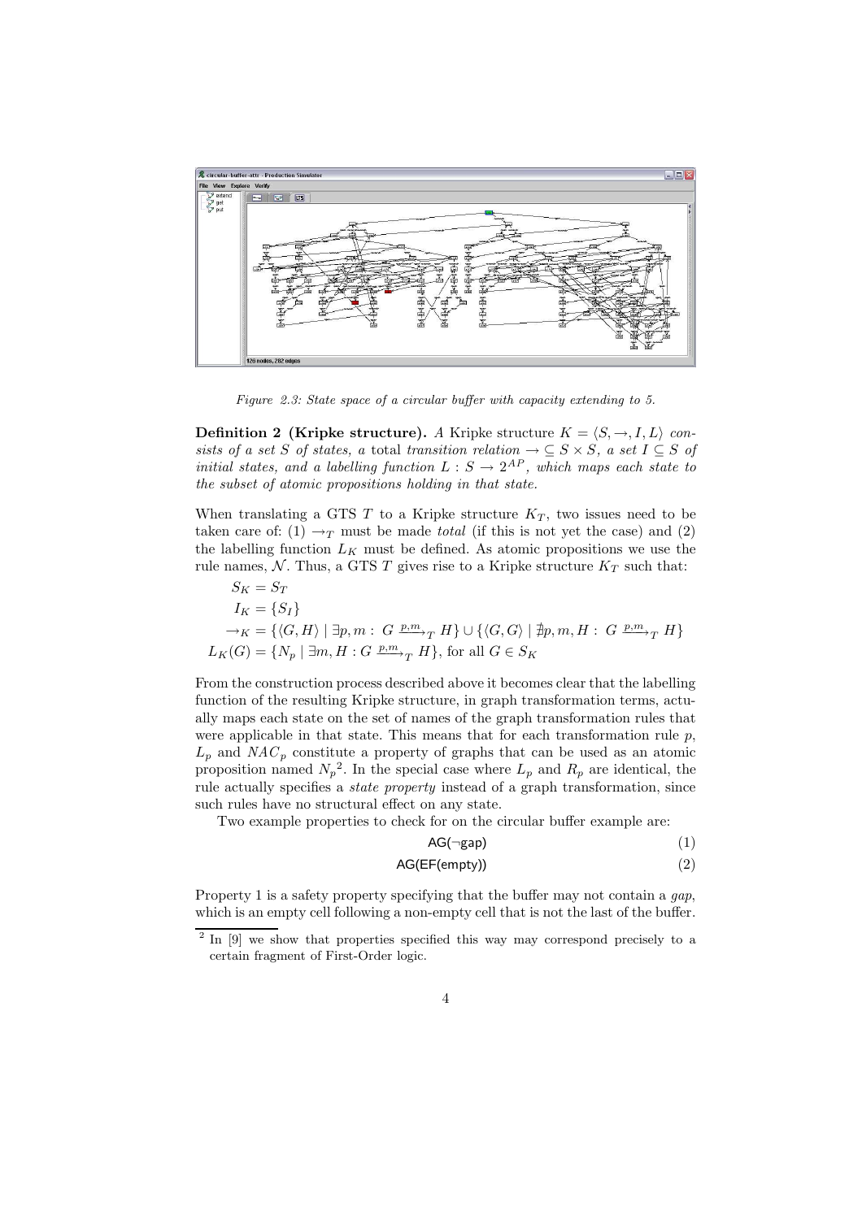*Figure 2.3: State space of a circular buffer with capacity extending to 5.*

**Definition 2 (Kripke structure).** *A* Kripke structure $K = \langle S, \rightarrow, I, L\rangle$ *consists of a set $S$ of states, a* total *transition relation $\rightarrow \subseteq S \times S$, a set $I \subseteq S$ of initial states, and a labelling function $L : S \rightarrow 2^{AP}$, which maps each state to the subset of atomic propositions holding in that state.*

When translating a GTS $T$ to a Kripke structure $K_T$, two issues need to be taken care of: (1) $\rightarrow_T$ must be made *total* (if this is not yet the case) and (2) the labelling function $L_K$ must be defined. As atomic propositions we use the rule names, $\mathcal{N}$. Thus, a GTS $T$ gives rise to a Kripke structure $K_T$ such that:

$$
\begin{aligned}
S_K &= S_T \\
I_K &= \{S_I\} \\
\rightarrow_K &= \{\langle G, H\rangle \mid \exists p, m : \ G \xrightarrow{p,m}_T H\} \cup \{\langle G, G\rangle \mid \nexists p, m, H : \ G \xrightarrow{p,m}_T H\} \\
L_K(G) &= \{N_p \mid \exists m, H : G \xrightarrow{p,m}_T H\}, \text{ for all } G \in S_K
\end{aligned}
$$

From the construction process described above it becomes clear that the labelling function of the resulting Kripke structure, in graph transformation terms, actually maps each state on the set of names of the graph transformation rules that were applicable in that state. This means that for each transformation rule $p$, $L_p$ and $NAC_p$ constitute a property of graphs that can be used as an atomic proposition named $N_p$[2]. In the special case where $L_p$ and $R_p$ are identical, the rule actually specifies a *state property* instead of a graph transformation, since such rules have no structural effect on any state.

Two example properties to check for on the circular buffer example are:

$$\mathsf{AG}(\neg \mathsf{gap}) \tag{1}$$

$$\mathsf{AG}(\mathsf{EF}(\mathsf{empty})) \tag{2}$$

Property 1 is a safety property specifying that the buffer may not contain a *gap*, which is an empty cell following a non-empty cell that is not the last of the buffer.

[2] In [9] we show that properties specified this way may correspond precisely to a certain fragment of First-Order logic.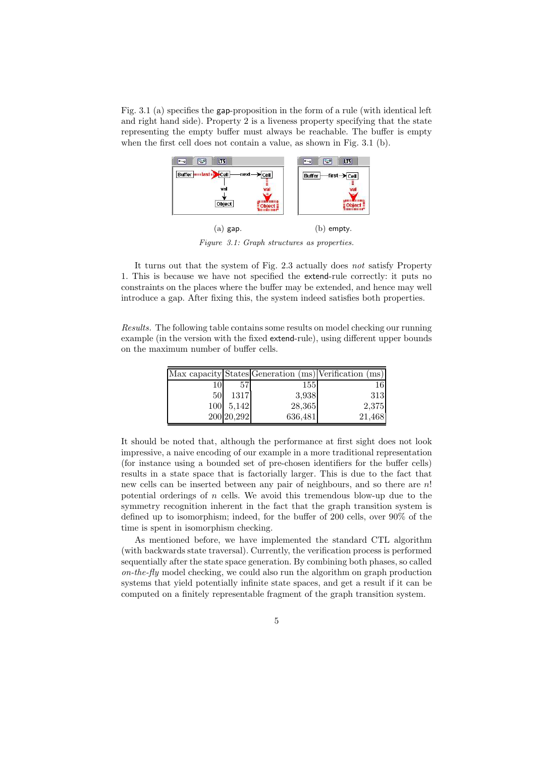Fig. 3.1 (a) specifies the gap-proposition in the form of a rule (with identical left and right hand side). Property 2 is a liveness property specifying that the state representing the empty buffer must always be reachable. The buffer is empty when the first cell does not contain a value, as shown in Fig. 3.1 (b).

(a) gap. (b) empty.

*Figure 3.1: Graph structures as properties.*

It turns out that the system of Fig. 2.3 actually does *not* satisfy Property 1. This is because we have not specified the extend-rule correctly: it puts no constraints on the places where the buffer may be extended, and hence may well introduce a gap. After fixing this, the system indeed satisfies both properties.

*Results.* The following table contains some results on model checking our running example (in the version with the fixed extend-rule), using different upper bounds on the maximum number of buffer cells.

| Max capacity | States | Generation (ms) | Verification (ms) |
|---|---|---|---|
| 10 | 57 | 155 | 16 |
| 50 | 1317 | 3,938 | 313 |
| 100 | 5,142 | 28,365 | 2,375 |
| 200 | 20,292 | 636,481 | 21,468 |

It should be noted that, although the performance at first sight does not look impressive, a naive encoding of our example in a more traditional representation (for instance using a bounded set of pre-chosen identifiers for the buffer cells) results in a state space that is factorially larger. This is due to the fact that new cells can be inserted between any pair of neighbours, and so there are $n!$ potential orderings of $n$ cells. We avoid this tremendous blow-up due to the symmetry recognition inherent in the fact that the graph transition system is defined up to isomorphism; indeed, for the buffer of 200 cells, over 90% of the time is spent in isomorphism checking.

As mentioned before, we have implemented the standard CTL algorithm (with backwards state traversal). Currently, the verification process is performed sequentially after the state space generation. By combining both phases, so called *on-the-fly* model checking, we could also run the algorithm on graph production systems that yield potentially infinite state spaces, and get a result if it can be computed on a finitely representable fragment of the graph transition system.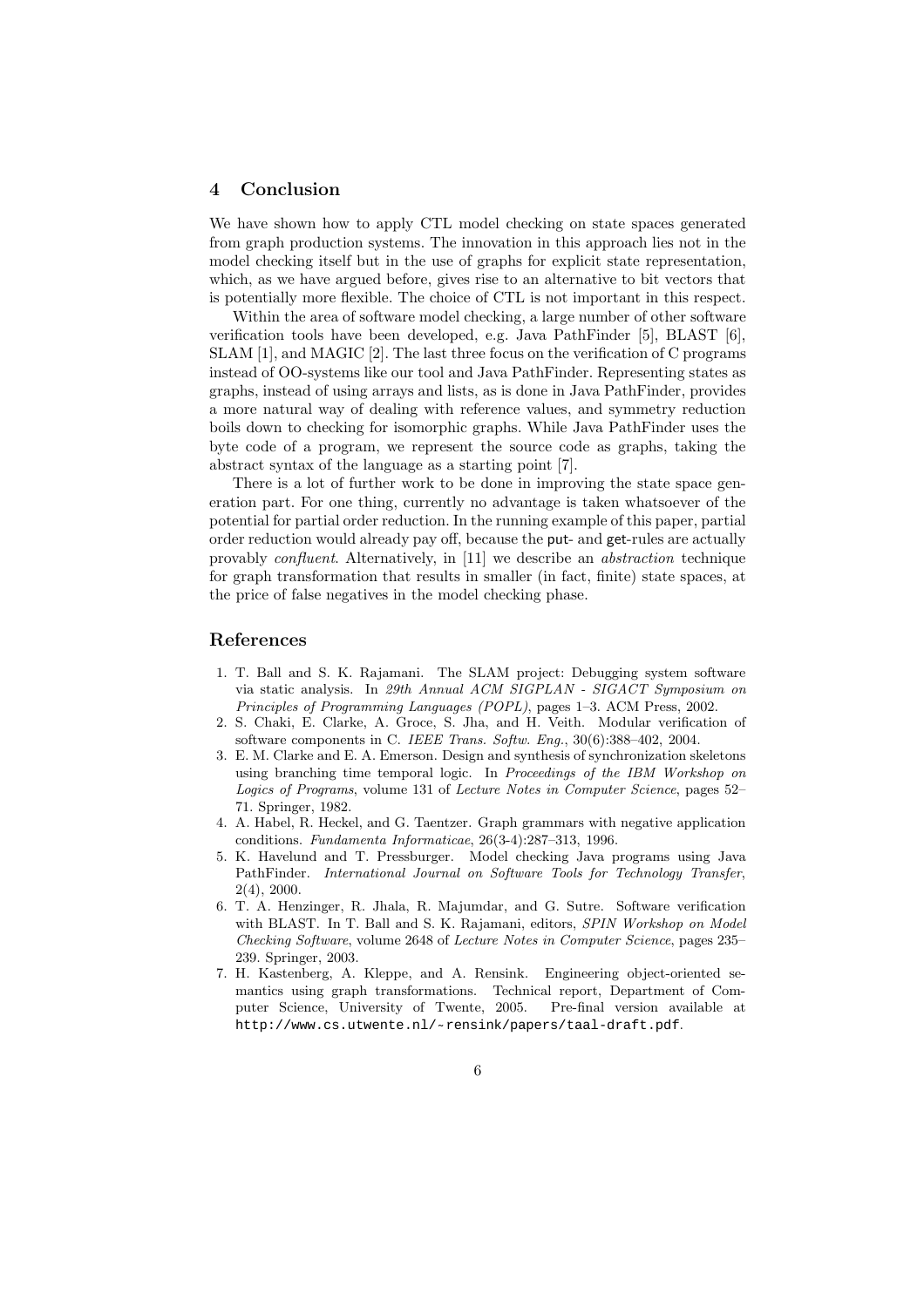## 4 Conclusion

We have shown how to apply CTL model checking on state spaces generated from graph production systems. The innovation in this approach lies not in the model checking itself but in the use of graphs for explicit state representation, which, as we have argued before, gives rise to an alternative to bit vectors that is potentially more flexible. The choice of CTL is not important in this respect.

Within the area of software model checking, a large number of other software verification tools have been developed, e.g. Java PathFinder [5], BLAST [6], SLAM [1], and MAGIC [2]. The last three focus on the verification of C programs instead of OO-systems like our tool and Java PathFinder. Representing states as graphs, instead of using arrays and lists, as is done in Java PathFinder, provides a more natural way of dealing with reference values, and symmetry reduction boils down to checking for isomorphic graphs. While Java PathFinder uses the byte code of a program, we represent the source code as graphs, taking the abstract syntax of the language as a starting point [7].

There is a lot of further work to be done in improving the state space generation part. For one thing, currently no advantage is taken whatsoever of the potential for partial order reduction. In the running example of this paper, partial order reduction would already pay off, because the put- and get-rules are actually provably *confluent*. Alternatively, in [11] we describe an *abstraction* technique for graph transformation that results in smaller (in fact, finite) state spaces, at the price of false negatives in the model checking phase.

## References

1. T. Ball and S. K. Rajamani. The SLAM project: Debugging system software via static analysis. In *29th Annual ACM SIGPLAN - SIGACT Symposium on Principles of Programming Languages (POPL)*, pages 1–3. ACM Press, 2002.
2. S. Chaki, E. Clarke, A. Groce, S. Jha, and H. Veith. Modular verification of software components in C. *IEEE Trans. Softw. Eng.*, 30(6):388–402, 2004.
3. E. M. Clarke and E. A. Emerson. Design and synthesis of synchronization skeletons using branching time temporal logic. In *Proceedings of the IBM Workshop on Logics of Programs*, volume 131 of *Lecture Notes in Computer Science*, pages 52–71. Springer, 1982.
4. A. Habel, R. Heckel, and G. Taentzer. Graph grammars with negative application conditions. *Fundamenta Informaticae*, 26(3-4):287–313, 1996.
5. K. Havelund and T. Pressburger. Model checking Java programs using Java PathFinder. *International Journal on Software Tools for Technology Transfer*, 2(4), 2000.
6. T. A. Henzinger, R. Jhala, R. Majumdar, and G. Sutre. Software verification with BLAST. In T. Ball and S. K. Rajamani, editors, *SPIN Workshop on Model Checking Software*, volume 2648 of *Lecture Notes in Computer Science*, pages 235–239. Springer, 2003.
7. H. Kastenberg, A. Kleppe, and A. Rensink. Engineering object-oriented semantics using graph transformations. Technical report, Department of Computer Science, University of Twente, 2005. Pre-final version available at http://www.cs.utwente.nl/~rensink/papers/taal-draft.pdf.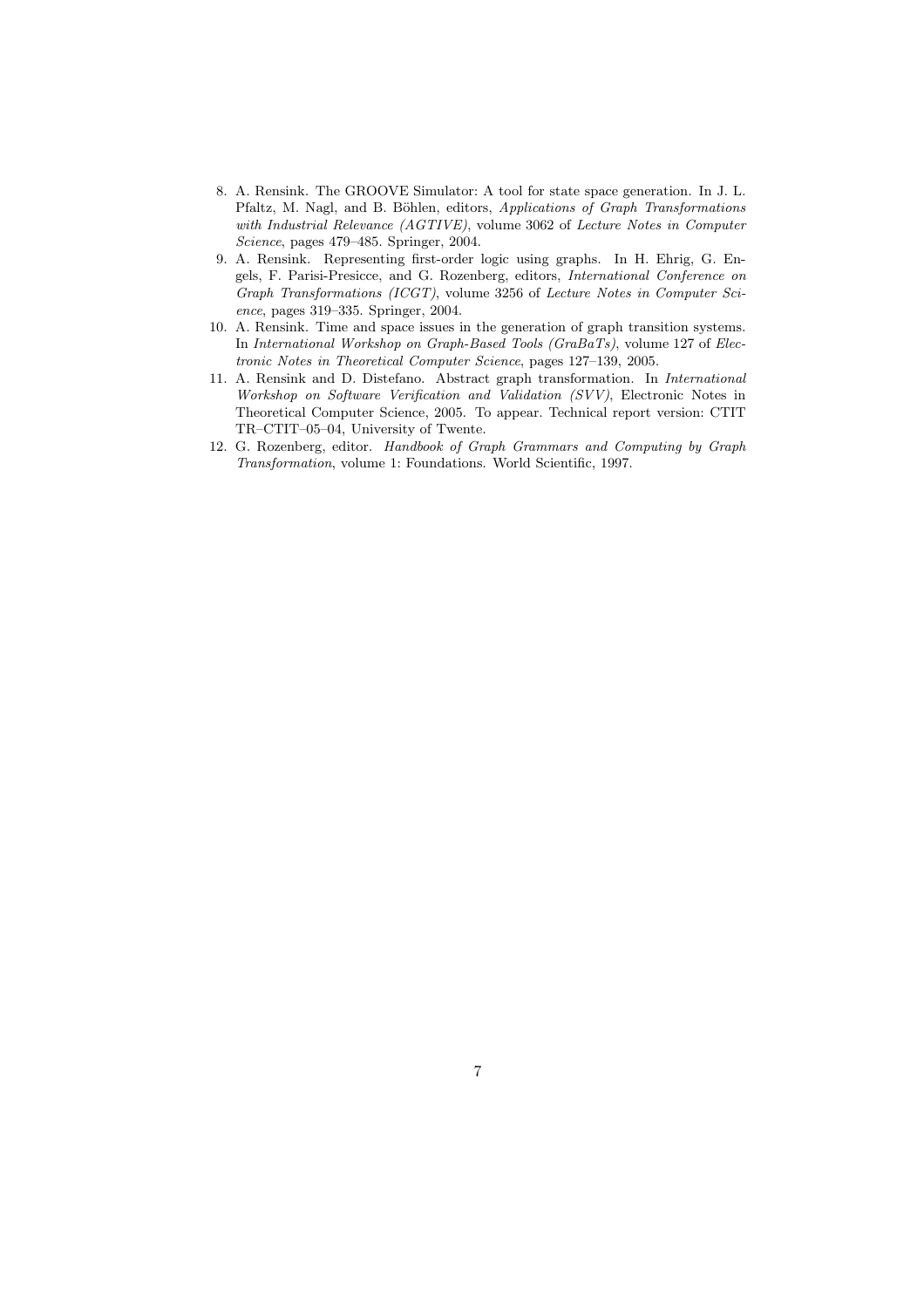8. A. Rensink. The GROOVE Simulator: A tool for state space generation. In J. L. Pfaltz, M. Nagl, and B. Böhlen, editors, *Applications of Graph Transformations with Industrial Relevance (AGTIVE)*, volume 3062 of *Lecture Notes in Computer Science*, pages 479–485. Springer, 2004.
9. A. Rensink. Representing first-order logic using graphs. In H. Ehrig, G. Engels, F. Parisi-Presicce, and G. Rozenberg, editors, *International Conference on Graph Transformations (ICGT)*, volume 3256 of *Lecture Notes in Computer Science*, pages 319–335. Springer, 2004.
10. A. Rensink. Time and space issues in the generation of graph transition systems. In *International Workshop on Graph-Based Tools (GraBaTs)*, volume 127 of *Electronic Notes in Theoretical Computer Science*, pages 127–139, 2005.
11. A. Rensink and D. Distefano. Abstract graph transformation. In *International Workshop on Software Verification and Validation (SVV)*, Electronic Notes in Theoretical Computer Science, 2005. To appear. Technical report version: CTIT TR–CTIT–05–04, University of Twente.
12. G. Rozenberg, editor. *Handbook of Graph Grammars and Computing by Graph Transformation*, volume 1: Foundations. World Scientific, 1997.